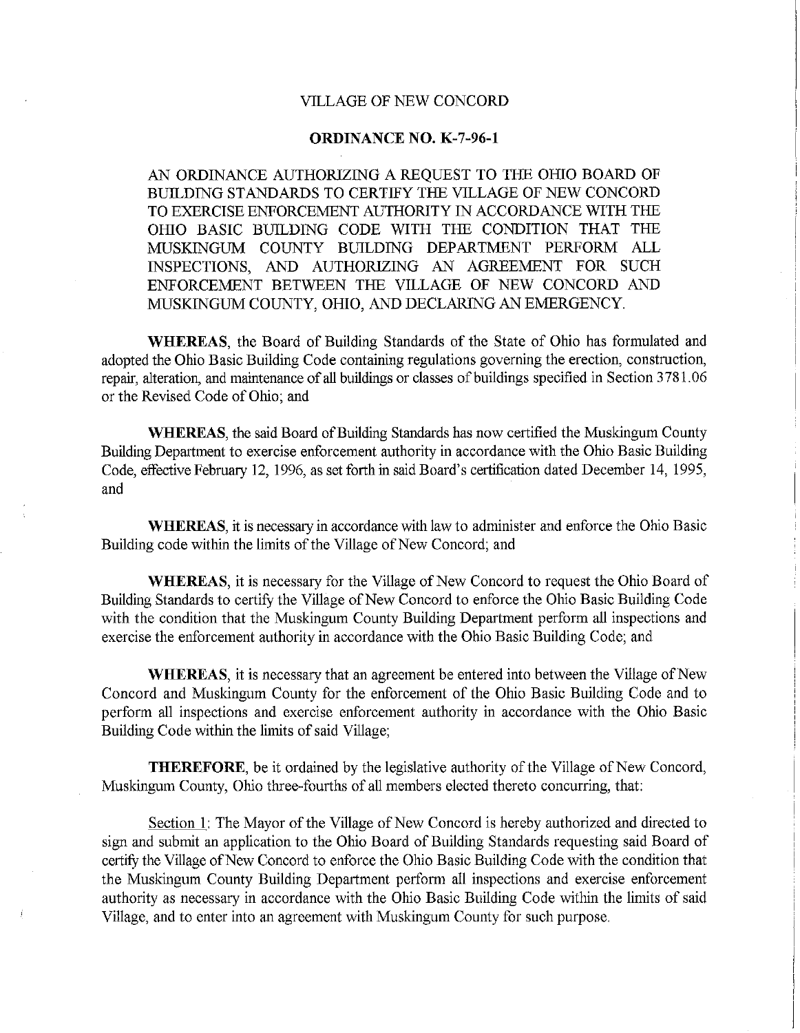# VILLAGE OF NEW CONCORD

## ORDINANCE NO. K-7-96-1

AN ORDINANCE AUTHORIZING A REQUEST TO THE OHIO BOARD OF BUILDING STANDARDS TO CERTIFY THE VILLAGE OF NEW CONCORD TO EXERCISE ENFORCEMENT AUTHORITY IN ACCORDANCE WITH THE OHIO BASIC BUILDING CODE WITH THE CONDITION THAT THE MUSKINGUM COUNTY BUILDING DEPARTMENT PERFORM ALL INSPECTIONS, AND AUTHORIZING AN AGREEMENT FOR SUCH ENFORCEMENT BETWEEN THE VILLAGE OF NEW CONCORD AND MUSKINGUM COUNTY, OHIO, AND DECLARING AN EMERGENCY.

**WHEREAS**, the Board of Building Standards of the State of Ohio has formulated and adopted the Ohio Basic Building Code containing regulations governing the erection, construction, repair, alteration, and maintenance of all buildings or classes of buildings specified in Section 3781.06 or the Revised Code of Ohio; and

**WHEREAS**, the said Board of Building Standards has now certified the Muskingum County Building Department to exercise enforcement authority in accordance with the Ohio Basic Building Code, effective February 12, 1996, as set forth in said Board's certification dated December 14, 1995, and

**WHEREAS**, it is necessary in accordance with law to administer and enforce the Ohio Basic Building code within the limits of the Village of New Concord; and

**WHEREAS**, it is necessary for the Village of New Concord to request the Ohio Board of Building Standards to certify the Village of New Concord to enforce the Ohio Basic Building Code with the condition that the Muskingum County Building Department perform all inspections and exercise the enforcement authority in accordance with the Ohio Basic Building Code; and

**WHEREAS**, it is necessary that an agreement be entered into between the Village of New Concord and Muskingum County for the enforcement of the Ohio Basic Building Code and to perform all inspections and exercise enforcement authority in accordance with the Ohio Basic Building Code within the limits of said Village;

**THEREFORE**, be it ordained by the legislative authority of the Village of New Concord, Muskingum County, Ohio three-fourths of all members elected thereto concurring, that:

Section 1: The Mayor of the Village of New Concord is hereby authorized and directed to sign and submit an application to the Ohio Board of Building Standards requesting said Board of certify the Village of New Concord to enforce the Ohio Basic Building Code with the condition that the Muskingum County Building Department perform all inspections and exercise enforcement authority as necessary in accordance with the Ohio Basic Building Code within the limits of said Village, and to enter into an agreement with Muskingum County for such purpose.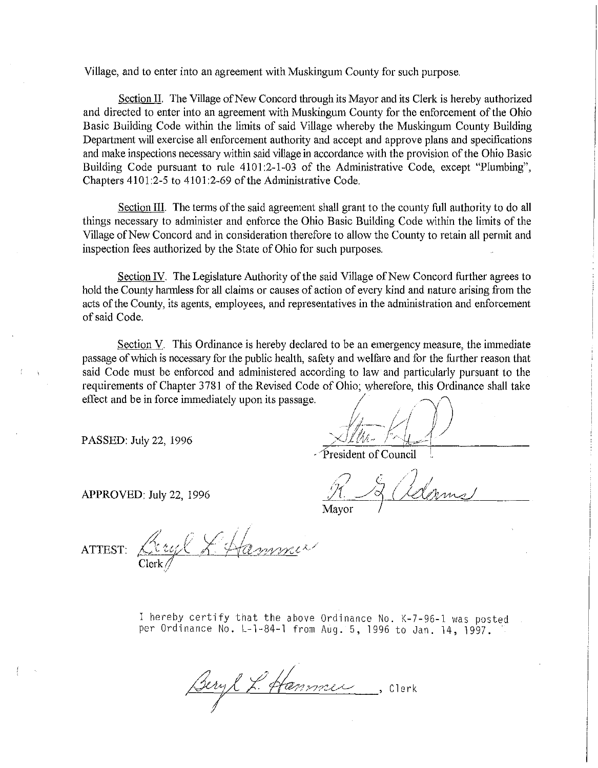Village, and to enter into an agreement with Muskingum County for such purpose.

Section II. The Village of New Concord through its Mayor and its Clerk is hereby authorized and directed to enter into an agreement with Muskingum County for the enforcement of the Ohio Basic Building Code within the limits of said Village whereby the Muskingum County Building Department will exercise all enforcement authority and accept and approve plans and specifications and make inspections necessary within said village in accordance with the provision of the Ohio Basic Building Code pursuant to rule 4101:2-1-03 of the Administrative Code, except "Plumbing", Chapters 4101:2-5 to 4101:2-69 of the Administrative Code.

Section III. The terms of the said agreement shall grant to the county full authority to do all things necessary to administer and enforce the Ohio Basic Building Code within the limits of the Village of New Concord and in consideration therefore to allow the County to retain all permit and inspection fees authorized by the State of Ohio for such purposes.

Section IV. The Legislature Authority of the said Village of New Concord further agrees to hold the County harmless for all claims or causes of action of every kind and nature arising from the acts of the County, its agents, employees, and representatives in the administration and enforcement of said Code.

Section V. This Ordinance is hereby declared to be an emergency measure, the immediate passage of which is necessary for the public health, safety and welfare and for the further reason that said Code must be enforced and administered according to law and particularly pursuant to the requirements of Chapter 3781 of the Revised Code of Ohio; wherefore, this Ordinance shall take effect and be in force immediately upon its passage.

PASSED: July 22, 1996

President of Council

APPROVED: July 22, 1996

R. G. Adams
Mayor

ATTEST: Beryl L. Hammer
Clerk

I hereby certify that the above Ordinance No. K-7-96-1 was posted per Ordinance No. L-1-84-1 from Aug. 5, 1996 to Jan. 14, 1997.

Beryl L. Hammer, Clerk